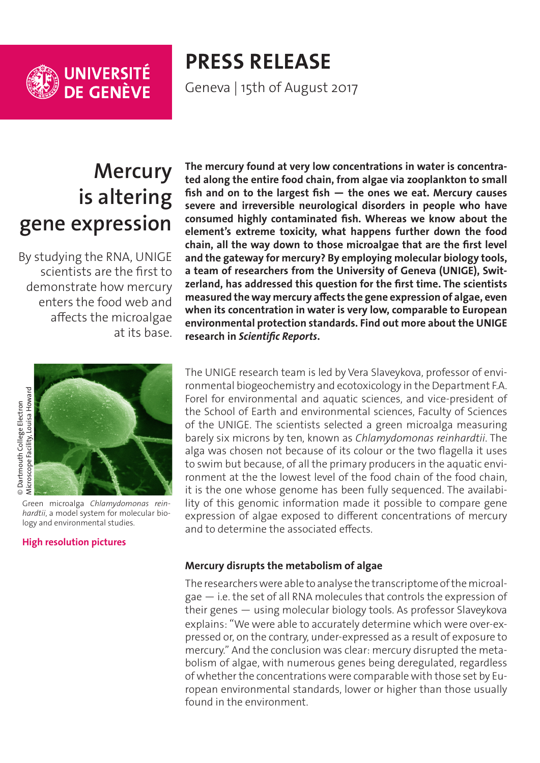UNIVERSITÉ DE GENÈVE

# PRESS RELEASE

Geneva | 15th of August 2017

## Mercury is altering gene expression

By studying the RNA, UNIGE scientists are the first to demonstrate how mercury enters the food web and affects the microalgae at its base.

**The mercury found at very low concentrations in water is concentrated along the entire food chain, from algae via zooplankton to small fish and on to the largest fish — the ones we eat. Mercury causes severe and irreversible neurological disorders in people who have consumed highly contaminated fish. Whereas we know about the element's extreme toxicity, what happens further down the food chain, all the way down to those microalgae that are the first level and the gateway for mercury? By employing molecular biology tools, a team of researchers from the University of Geneva (UNIGE), Switzerland, has addressed this question for the first time. The scientists measured the way mercury affects the gene expression of algae, even when its concentration in water is very low, comparable to European environmental protection standards. Find out more about the UNIGE research in *Scientific Reports*.**

© Dartmouth College Electron Microscope Facility, Louisa Howard

Green microalga *Chlamydomonas reinhardtii*, a model system for molecular biology and environmental studies.

**High resolution pictures**

The UNIGE research team is led by Vera Slaveykova, professor of environmental biogeochemistry and ecotoxicology in the Department F.A. Forel for environmental and aquatic sciences, and vice-president of the School of Earth and environmental sciences, Faculty of Sciences of the UNIGE. The scientists selected a green microalga measuring barely six microns by ten, known as *Chlamydomonas reinhardtii*. The alga was chosen not because of its colour or the two flagella it uses to swim but because, of all the primary producers in the aquatic environment at the the lowest level of the food chain of the food chain, it is the one whose genome has been fully sequenced. The availability of this genomic information made it possible to compare gene expression of algae exposed to different concentrations of mercury and to determine the associated effects.

### Mercury disrupts the metabolism of algae

The researchers were able to analyse the transcriptome of the microalgae — i.e. the set of all RNA molecules that controls the expression of their genes — using molecular biology tools. As professor Slaveykova explains: "We were able to accurately determine which were over-expressed or, on the contrary, under-expressed as a result of exposure to mercury." And the conclusion was clear: mercury disrupted the metabolism of algae, with numerous genes being deregulated, regardless of whether the concentrations were comparable with those set by European environmental standards, lower or higher than those usually found in the environment.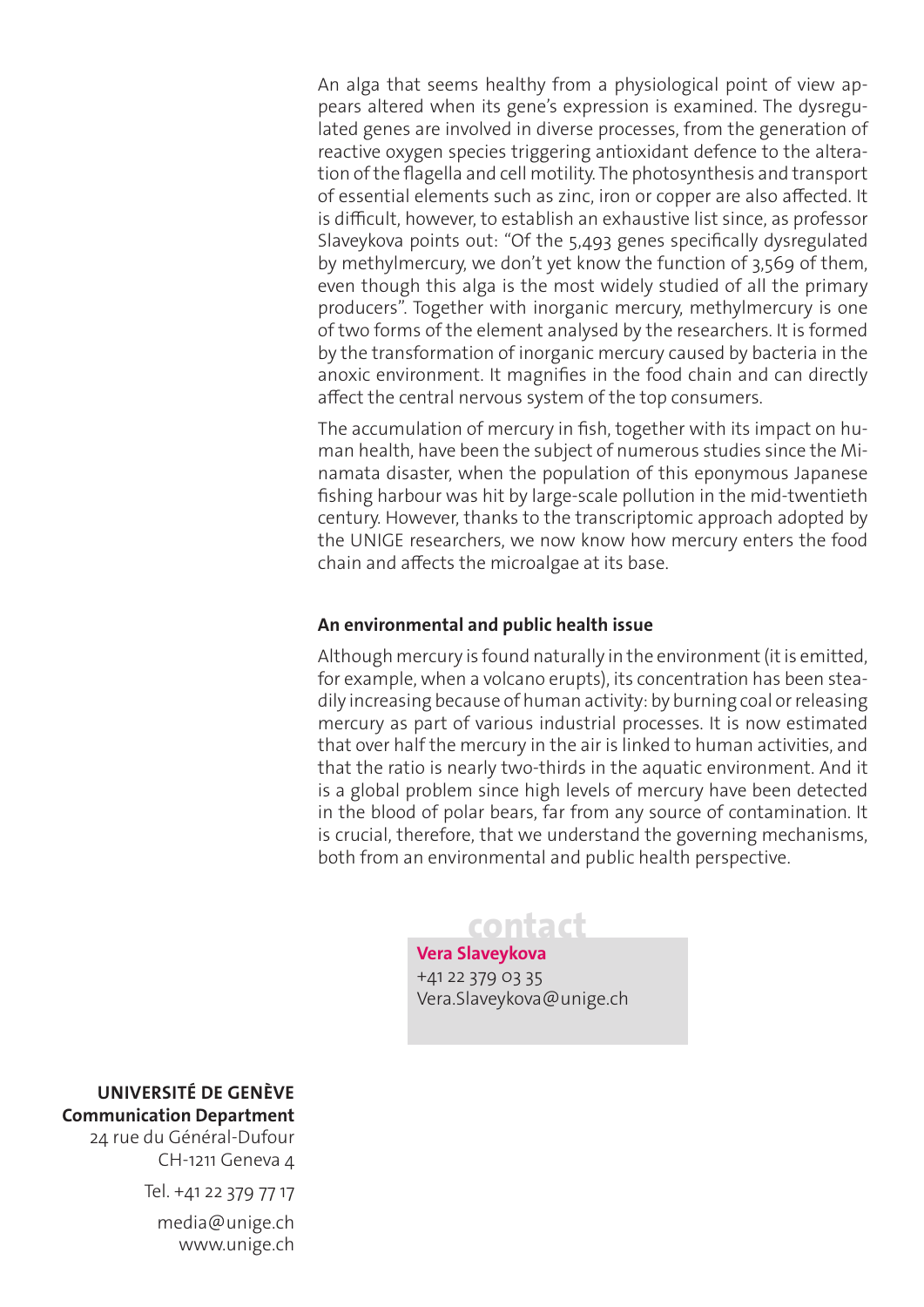An alga that seems healthy from a physiological point of view appears altered when its gene's expression is examined. The dysregulated genes are involved in diverse processes, from the generation of reactive oxygen species triggering antioxidant defence to the alteration of the flagella and cell motility. The photosynthesis and transport of essential elements such as zinc, iron or copper are also affected. It is difficult, however, to establish an exhaustive list since, as professor Slaveykova points out: "Of the 5,493 genes specifically dysregulated by methylmercury, we don't yet know the function of 3,569 of them, even though this alga is the most widely studied of all the primary producers". Together with inorganic mercury, methylmercury is one of two forms of the element analysed by the researchers. It is formed by the transformation of inorganic mercury caused by bacteria in the anoxic environment. It magnifies in the food chain and can directly affect the central nervous system of the top consumers.

The accumulation of mercury in fish, together with its impact on human health, have been the subject of numerous studies since the Minamata disaster, when the population of this eponymous Japanese fishing harbour was hit by large-scale pollution in the mid-twentieth century. However, thanks to the transcriptomic approach adopted by the UNIGE researchers, we now know how mercury enters the food chain and affects the microalgae at its base.

**An environmental and public health issue**

Although mercury is found naturally in the environment (it is emitted, for example, when a volcano erupts), its concentration has been steadily increasing because of human activity: by burning coal or releasing mercury as part of various industrial processes. It is now estimated that over half the mercury in the air is linked to human activities, and that the ratio is nearly two-thirds in the aquatic environment. And it is a global problem since high levels of mercury have been detected in the blood of polar bears, far from any source of contamination. It is crucial, therefore, that we understand the governing mechanisms, both from an environmental and public health perspective.

**contact**

**Vera Slaveykova**
+41 22 379 03 35
Vera.Slaveykova@unige.ch

**UNIVERSITÉ DE GENÈVE**
**Communication Department**
24 rue du Général-Dufour
CH-1211 Geneva 4

Tel. +41 22 379 77 17

media@unige.ch
www.unige.ch